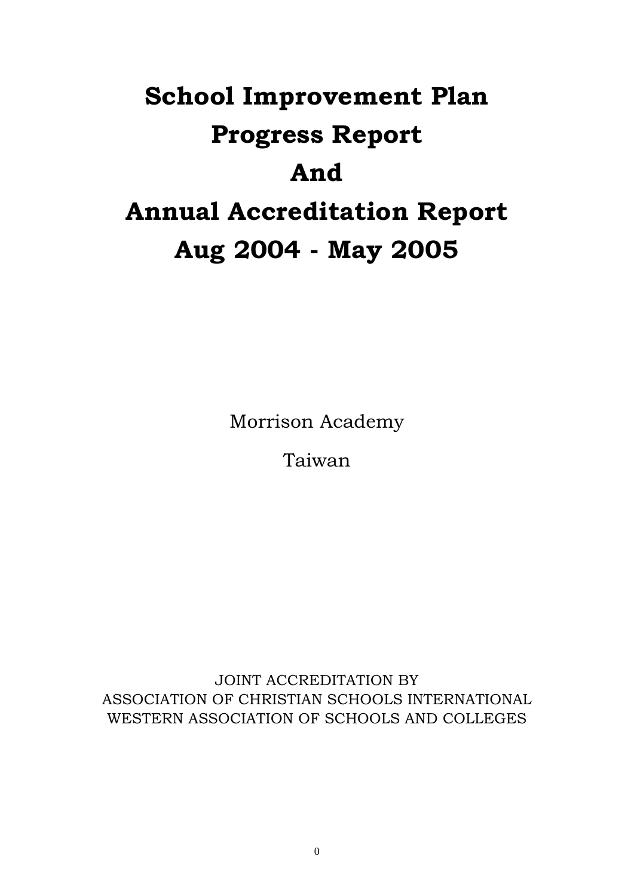# School Improvement Plan
# Progress Report
# And
# Annual Accreditation Report
# Aug 2004 - May 2005

Morrison Academy

Taiwan

JOINT ACCREDITATION BY
ASSOCIATION OF CHRISTIAN SCHOOLS INTERNATIONAL
WESTERN ASSOCIATION OF SCHOOLS AND COLLEGES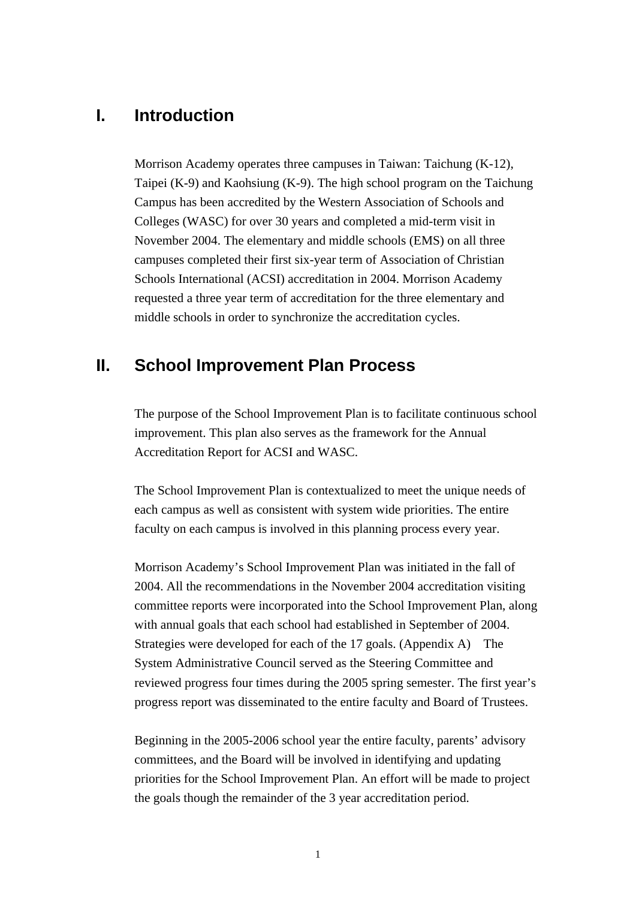## I. Introduction

Morrison Academy operates three campuses in Taiwan: Taichung (K-12), Taipei (K-9) and Kaohsiung (K-9). The high school program on the Taichung Campus has been accredited by the Western Association of Schools and Colleges (WASC) for over 30 years and completed a mid-term visit in November 2004. The elementary and middle schools (EMS) on all three campuses completed their first six-year term of Association of Christian Schools International (ACSI) accreditation in 2004. Morrison Academy requested a three year term of accreditation for the three elementary and middle schools in order to synchronize the accreditation cycles.

## II. School Improvement Plan Process

The purpose of the School Improvement Plan is to facilitate continuous school improvement. This plan also serves as the framework for the Annual Accreditation Report for ACSI and WASC.

The School Improvement Plan is contextualized to meet the unique needs of each campus as well as consistent with system wide priorities. The entire faculty on each campus is involved in this planning process every year.

Morrison Academy's School Improvement Plan was initiated in the fall of 2004. All the recommendations in the November 2004 accreditation visiting committee reports were incorporated into the School Improvement Plan, along with annual goals that each school had established in September of 2004. Strategies were developed for each of the 17 goals. (Appendix A) The System Administrative Council served as the Steering Committee and reviewed progress four times during the 2005 spring semester. The first year's progress report was disseminated to the entire faculty and Board of Trustees.

Beginning in the 2005-2006 school year the entire faculty, parents' advisory committees, and the Board will be involved in identifying and updating priorities for the School Improvement Plan. An effort will be made to project the goals though the remainder of the 3 year accreditation period.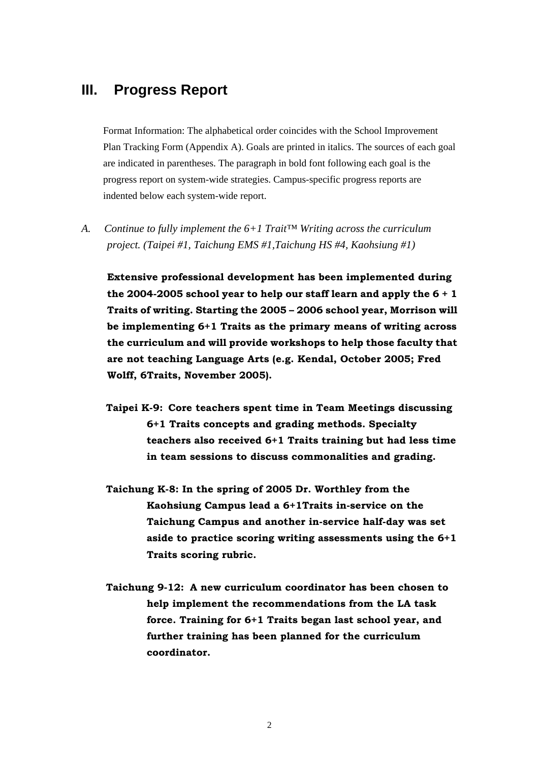## III. Progress Report

Format Information: The alphabetical order coincides with the School Improvement Plan Tracking Form (Appendix A). Goals are printed in italics. The sources of each goal are indicated in parentheses. The paragraph in bold font following each goal is the progress report on system-wide strategies. Campus-specific progress reports are indented below each system-wide report.

*A. Continue to fully implement the 6+1 Trait™ Writing across the curriculum project. (Taipei #1, Taichung EMS #1,Taichung HS #4, Kaohsiung #1)*

**Extensive professional development has been implemented during the 2004-2005 school year to help our staff learn and apply the 6 + 1 Traits of writing. Starting the 2005 – 2006 school year, Morrison will be implementing 6+1 Traits as the primary means of writing across the curriculum and will provide workshops to help those faculty that are not teaching Language Arts (e.g. Kendal, October 2005; Fred Wolff, 6Traits, November 2005).**

**Taipei K-9: Core teachers spent time in Team Meetings discussing 6+1 Traits concepts and grading methods. Specialty teachers also received 6+1 Traits training but had less time in team sessions to discuss commonalities and grading.**

**Taichung K-8: In the spring of 2005 Dr. Worthley from the Kaohsiung Campus lead a 6+1Traits in-service on the Taichung Campus and another in-service half-day was set aside to practice scoring writing assessments using the 6+1 Traits scoring rubric.**

**Taichung 9-12: A new curriculum coordinator has been chosen to help implement the recommendations from the LA task force. Training for 6+1 Traits began last school year, and further training has been planned for the curriculum coordinator.**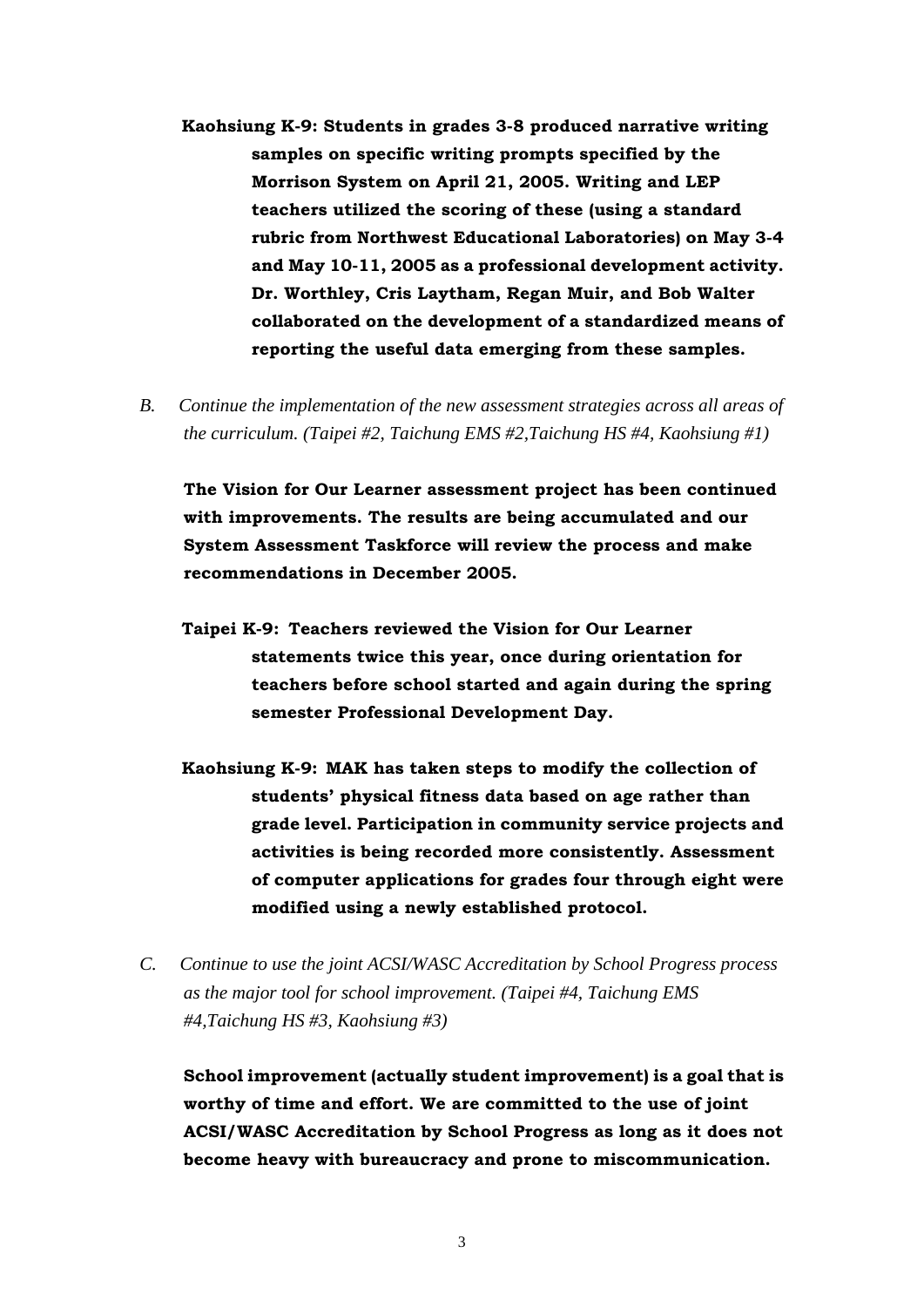**Kaohsiung K-9: Students in grades 3-8 produced narrative writing samples on specific writing prompts specified by the Morrison System on April 21, 2005. Writing and LEP teachers utilized the scoring of these (using a standard rubric from Northwest Educational Laboratories) on May 3-4 and May 10-11, 2005 as a professional development activity. Dr. Worthley, Cris Laytham, Regan Muir, and Bob Walter collaborated on the development of a standardized means of reporting the useful data emerging from these samples.**

B. *Continue the implementation of the new assessment strategies across all areas of the curriculum. (Taipei #2, Taichung EMS #2,Taichung HS #4, Kaohsiung #1)*

**The Vision for Our Learner assessment project has been continued with improvements. The results are being accumulated and our System Assessment Taskforce will review the process and make recommendations in December 2005.**

**Taipei K-9: Teachers reviewed the Vision for Our Learner statements twice this year, once during orientation for teachers before school started and again during the spring semester Professional Development Day.**

**Kaohsiung K-9: MAK has taken steps to modify the collection of students' physical fitness data based on age rather than grade level. Participation in community service projects and activities is being recorded more consistently. Assessment of computer applications for grades four through eight were modified using a newly established protocol.**

C. *Continue to use the joint ACSI/WASC Accreditation by School Progress process as the major tool for school improvement. (Taipei #4, Taichung EMS #4,Taichung HS #3, Kaohsiung #3)*

**School improvement (actually student improvement) is a goal that is worthy of time and effort. We are committed to the use of joint ACSI/WASC Accreditation by School Progress as long as it does not become heavy with bureaucracy and prone to miscommunication.**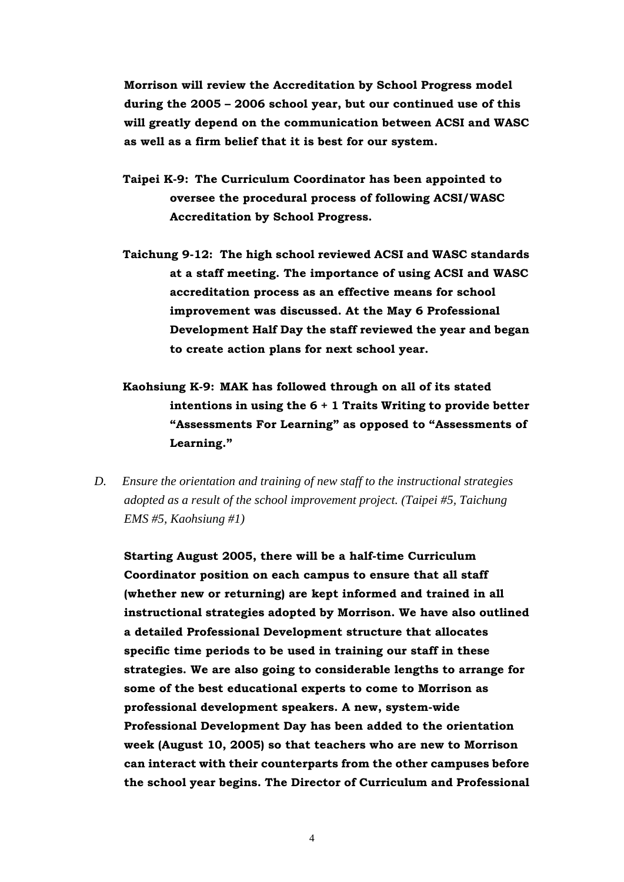**Morrison will review the Accreditation by School Progress model during the 2005 – 2006 school year, but our continued use of this will greatly depend on the communication between ACSI and WASC as well as a firm belief that it is best for our system.**

**Taipei K-9: The Curriculum Coordinator has been appointed to oversee the procedural process of following ACSI/WASC Accreditation by School Progress.**

**Taichung 9-12: The high school reviewed ACSI and WASC standards at a staff meeting. The importance of using ACSI and WASC accreditation process as an effective means for school improvement was discussed. At the May 6 Professional Development Half Day the staff reviewed the year and began to create action plans for next school year.**

**Kaohsiung K-9: MAK has followed through on all of its stated intentions in using the 6 + 1 Traits Writing to provide better "Assessments For Learning" as opposed to "Assessments of Learning."**

*D. Ensure the orientation and training of new staff to the instructional strategies adopted as a result of the school improvement project. (Taipei #5, Taichung EMS #5, Kaohsiung #1)*

**Starting August 2005, there will be a half-time Curriculum Coordinator position on each campus to ensure that all staff (whether new or returning) are kept informed and trained in all instructional strategies adopted by Morrison. We have also outlined a detailed Professional Development structure that allocates specific time periods to be used in training our staff in these strategies. We are also going to considerable lengths to arrange for some of the best educational experts to come to Morrison as professional development speakers. A new, system-wide Professional Development Day has been added to the orientation week (August 10, 2005) so that teachers who are new to Morrison can interact with their counterparts from the other campuses before the school year begins. The Director of Curriculum and Professional**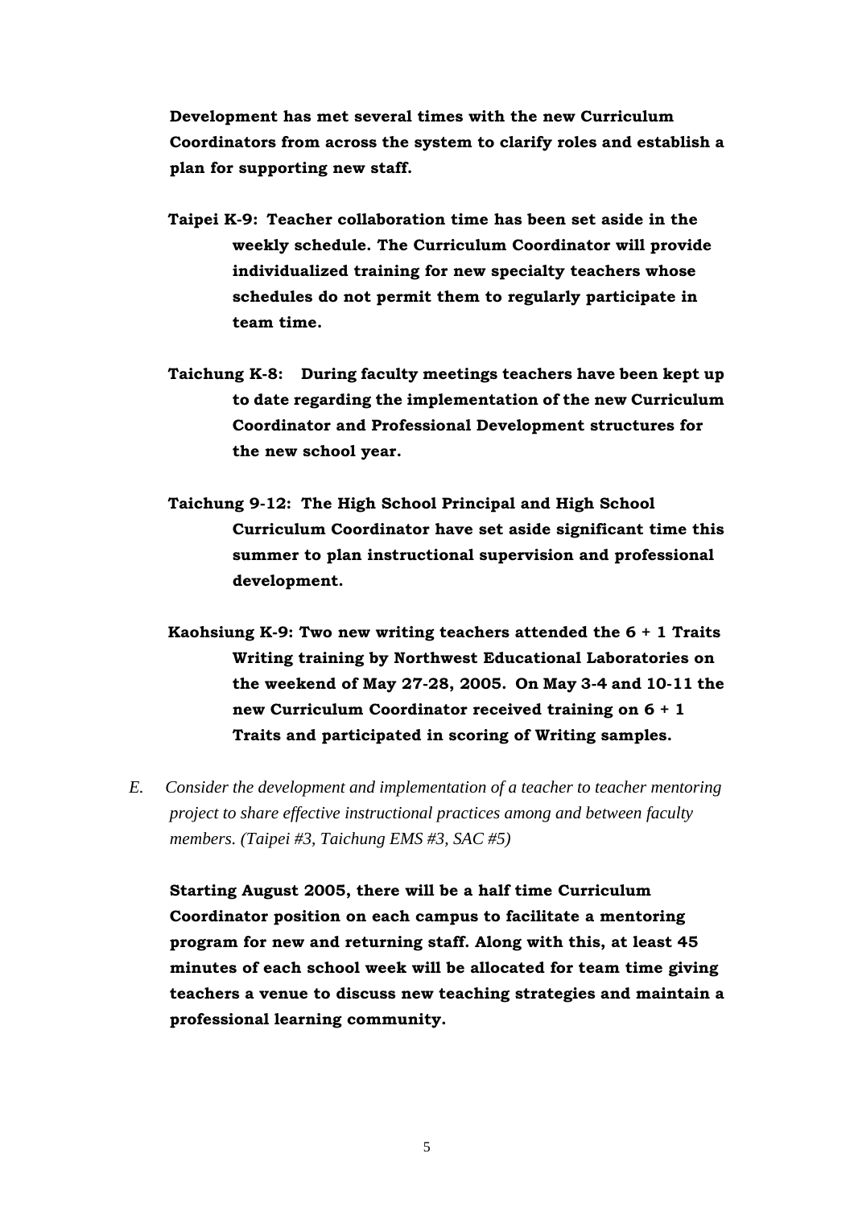**Development has met several times with the new Curriculum Coordinators from across the system to clarify roles and establish a plan for supporting new staff.**

**Taipei K-9: Teacher collaboration time has been set aside in the weekly schedule. The Curriculum Coordinator will provide individualized training for new specialty teachers whose schedules do not permit them to regularly participate in team time.**

**Taichung K-8: During faculty meetings teachers have been kept up to date regarding the implementation of the new Curriculum Coordinator and Professional Development structures for the new school year.**

**Taichung 9-12: The High School Principal and High School Curriculum Coordinator have set aside significant time this summer to plan instructional supervision and professional development.**

**Kaohsiung K-9: Two new writing teachers attended the 6 + 1 Traits Writing training by Northwest Educational Laboratories on the weekend of May 27-28, 2005. On May 3-4 and 10-11 the new Curriculum Coordinator received training on 6 + 1 Traits and participated in scoring of Writing samples.**

E. *Consider the development and implementation of a teacher to teacher mentoring project to share effective instructional practices among and between faculty members. (Taipei #3, Taichung EMS #3, SAC #5)*

**Starting August 2005, there will be a half time Curriculum Coordinator position on each campus to facilitate a mentoring program for new and returning staff. Along with this, at least 45 minutes of each school week will be allocated for team time giving teachers a venue to discuss new teaching strategies and maintain a professional learning community.**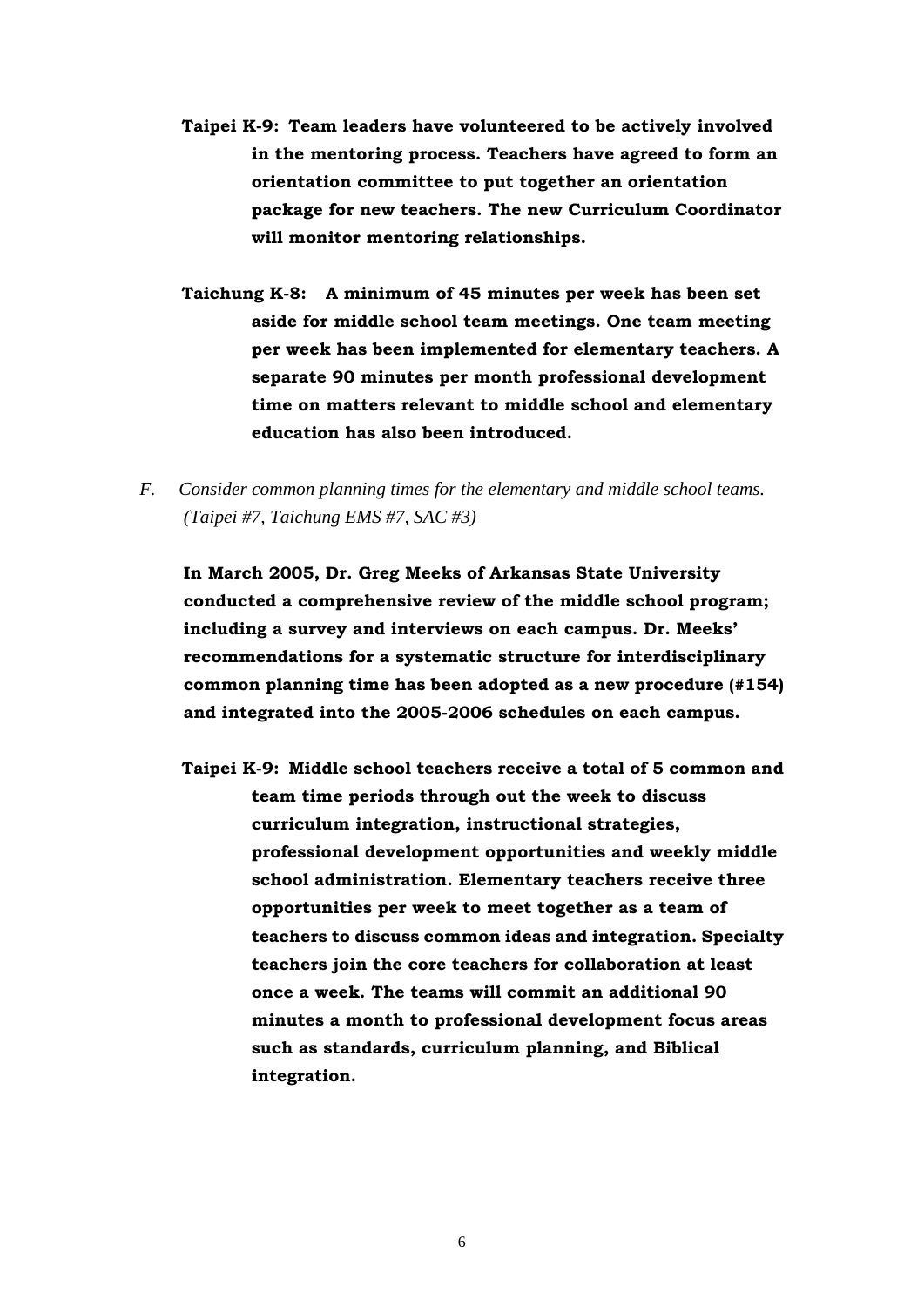**Taipei K-9: Team leaders have volunteered to be actively involved in the mentoring process. Teachers have agreed to form an orientation committee to put together an orientation package for new teachers. The new Curriculum Coordinator will monitor mentoring relationships.**

**Taichung K-8: A minimum of 45 minutes per week has been set aside for middle school team meetings. One team meeting per week has been implemented for elementary teachers. A separate 90 minutes per month professional development time on matters relevant to middle school and elementary education has also been introduced.**

F. *Consider common planning times for the elementary and middle school teams. (Taipei #7, Taichung EMS #7, SAC #3)*

**In March 2005, Dr. Greg Meeks of Arkansas State University conducted a comprehensive review of the middle school program; including a survey and interviews on each campus. Dr. Meeks' recommendations for a systematic structure for interdisciplinary common planning time has been adopted as a new procedure (#154) and integrated into the 2005-2006 schedules on each campus.**

**Taipei K-9: Middle school teachers receive a total of 5 common and team time periods through out the week to discuss curriculum integration, instructional strategies, professional development opportunities and weekly middle school administration. Elementary teachers receive three opportunities per week to meet together as a team of teachers to discuss common ideas and integration. Specialty teachers join the core teachers for collaboration at least once a week. The teams will commit an additional 90 minutes a month to professional development focus areas such as standards, curriculum planning, and Biblical integration.**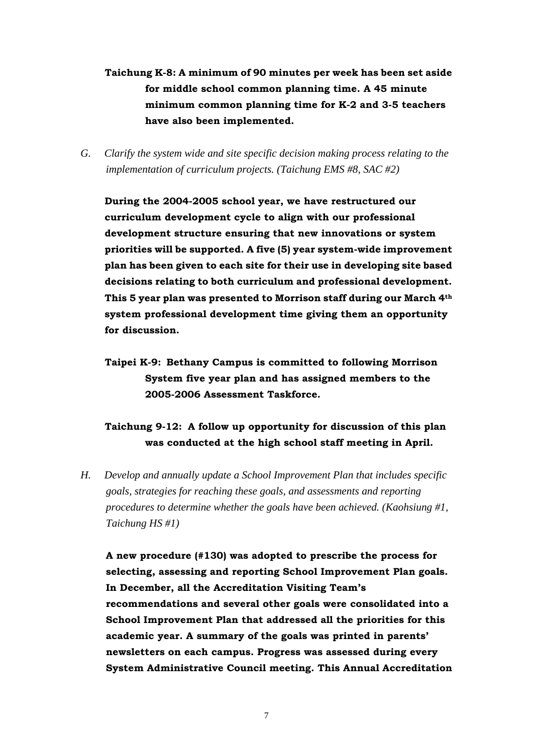**Taichung K-8: A minimum of 90 minutes per week has been set aside for middle school common planning time. A 45 minute minimum common planning time for K-2 and 3-5 teachers have also been implemented.**

G. *Clarify the system wide and site specific decision making process relating to the implementation of curriculum projects. (Taichung EMS #8, SAC #2)*

**During the 2004-2005 school year, we have restructured our curriculum development cycle to align with our professional development structure ensuring that new innovations or system priorities will be supported. A five (5) year system-wide improvement plan has been given to each site for their use in developing site based decisions relating to both curriculum and professional development. This 5 year plan was presented to Morrison staff during our March 4th system professional development time giving them an opportunity for discussion.**

**Taipei K-9: Bethany Campus is committed to following Morrison System five year plan and has assigned members to the 2005-2006 Assessment Taskforce.**

**Taichung 9-12: A follow up opportunity for discussion of this plan was conducted at the high school staff meeting in April.**

H. *Develop and annually update a School Improvement Plan that includes specific goals, strategies for reaching these goals, and assessments and reporting procedures to determine whether the goals have been achieved. (Kaohsiung #1, Taichung HS #1)*

**A new procedure (#130) was adopted to prescribe the process for selecting, assessing and reporting School Improvement Plan goals. In December, all the Accreditation Visiting Team's recommendations and several other goals were consolidated into a School Improvement Plan that addressed all the priorities for this academic year. A summary of the goals was printed in parents' newsletters on each campus. Progress was assessed during every System Administrative Council meeting. This Annual Accreditation**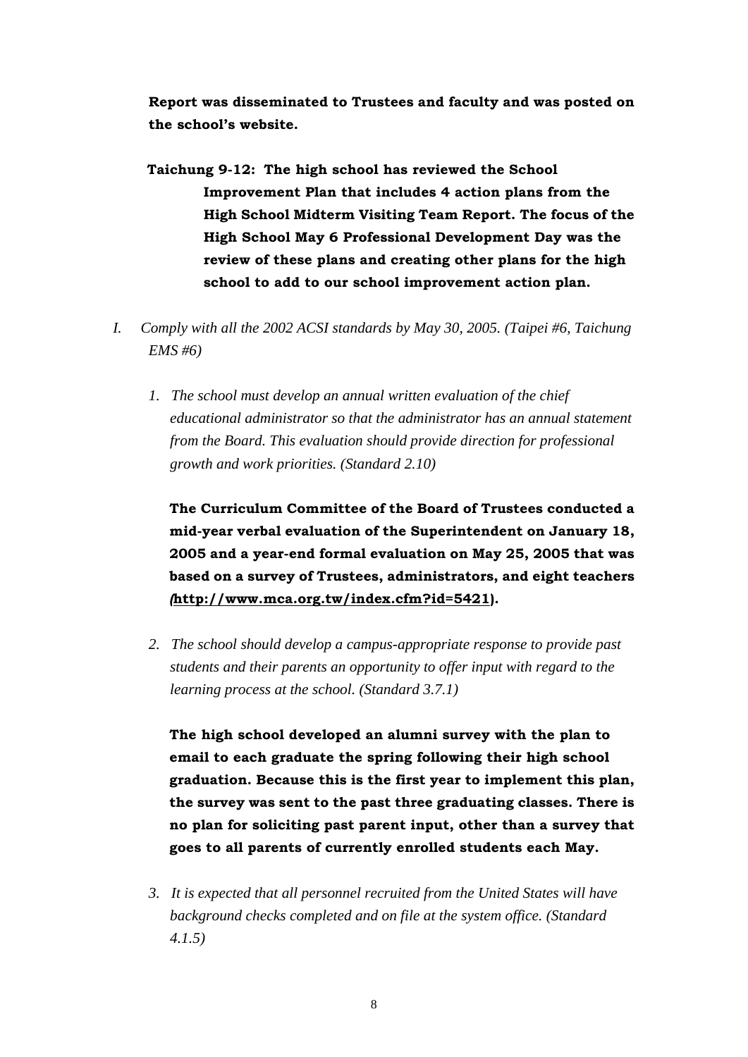**Report was disseminated to Trustees and faculty and was posted on the school's website.**

**Taichung 9-12: The high school has reviewed the School Improvement Plan that includes 4 action plans from the High School Midterm Visiting Team Report. The focus of the High School May 6 Professional Development Day was the review of these plans and creating other plans for the high school to add to our school improvement action plan.**

I. *Comply with all the 2002 ACSI standards by May 30, 2005. (Taipei #6, Taichung EMS #6)*

1. *The school must develop an annual written evaluation of the chief educational administrator so that the administrator has an annual statement from the Board. This evaluation should provide direction for professional growth and work priorities. (Standard 2.10)*

   **The Curriculum Committee of the Board of Trustees conducted a mid-year verbal evaluation of the Superintendent on January 18, 2005 and a year-end formal evaluation on May 25, 2005 that was based on a survey of Trustees, administrators, and eight teachers (http://www.mca.org.tw/index.cfm?id=5421).**

2. *The school should develop a campus-appropriate response to provide past students and their parents an opportunity to offer input with regard to the learning process at the school. (Standard 3.7.1)*

   **The high school developed an alumni survey with the plan to email to each graduate the spring following their high school graduation. Because this is the first year to implement this plan, the survey was sent to the past three graduating classes. There is no plan for soliciting past parent input, other than a survey that goes to all parents of currently enrolled students each May.**

3. *It is expected that all personnel recruited from the United States will have background checks completed and on file at the system office. (Standard 4.1.5)*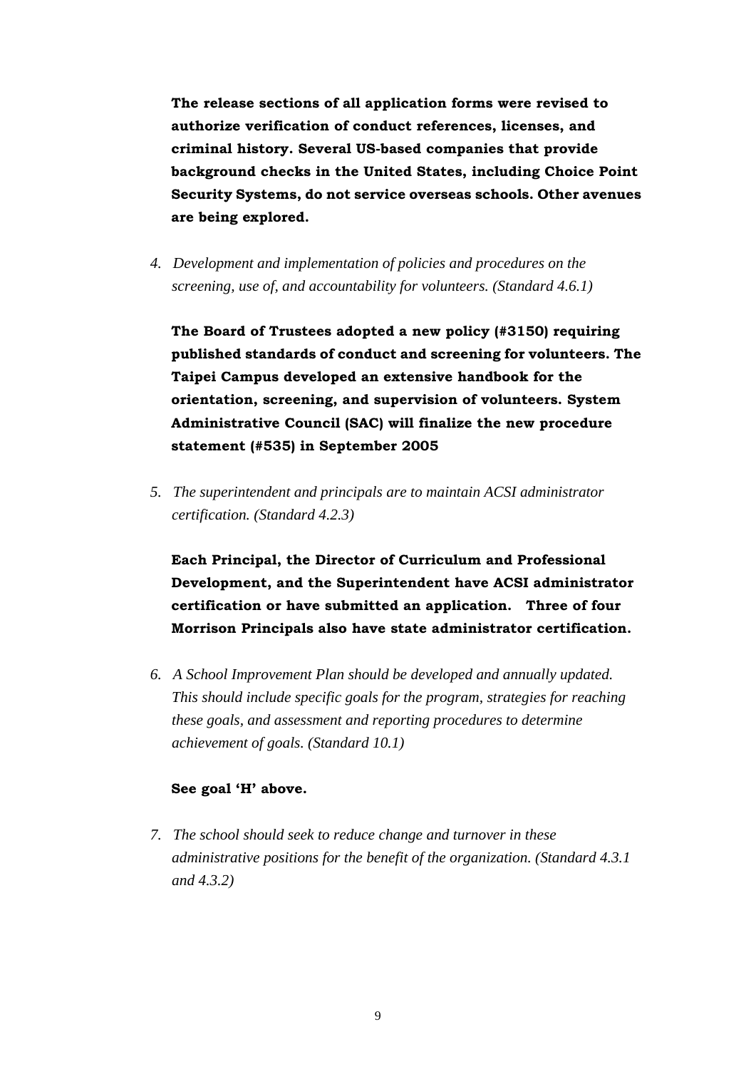**The release sections of all application forms were revised to authorize verification of conduct references, licenses, and criminal history. Several US-based companies that provide background checks in the United States, including Choice Point Security Systems, do not service overseas schools. Other avenues are being explored.**

4. *Development and implementation of policies and procedures on the screening, use of, and accountability for volunteers. (Standard 4.6.1)*

   **The Board of Trustees adopted a new policy (#3150) requiring published standards of conduct and screening for volunteers. The Taipei Campus developed an extensive handbook for the orientation, screening, and supervision of volunteers. System Administrative Council (SAC) will finalize the new procedure statement (#535) in September 2005**

5. *The superintendent and principals are to maintain ACSI administrator certification. (Standard 4.2.3)*

   **Each Principal, the Director of Curriculum and Professional Development, and the Superintendent have ACSI administrator certification or have submitted an application. Three of four Morrison Principals also have state administrator certification.**

6. *A School Improvement Plan should be developed and annually updated. This should include specific goals for the program, strategies for reaching these goals, and assessment and reporting procedures to determine achievement of goals. (Standard 10.1)*

   **See goal 'H' above.**

7. *The school should seek to reduce change and turnover in these administrative positions for the benefit of the organization. (Standard 4.3.1 and 4.3.2)*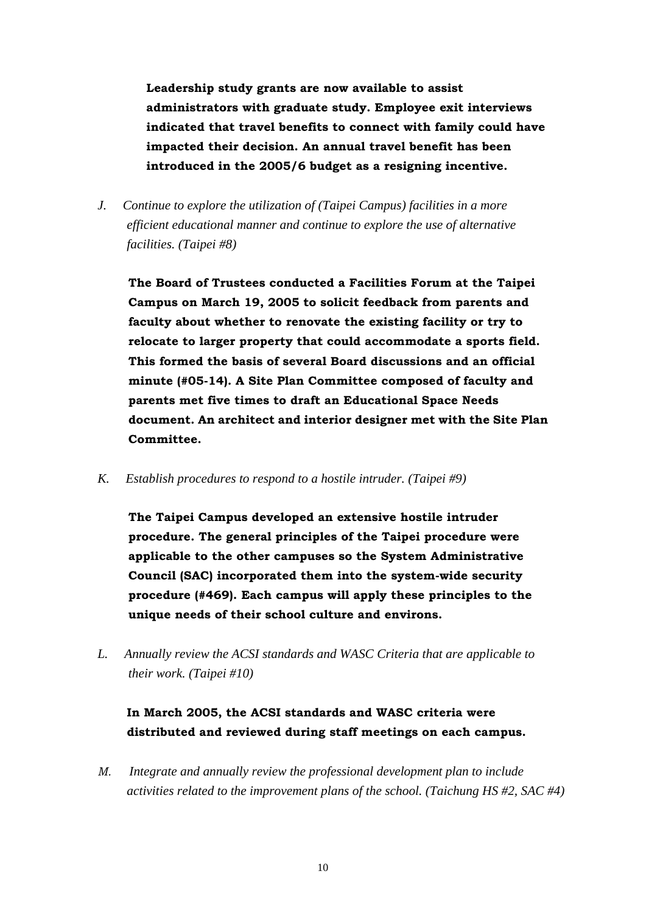**Leadership study grants are now available to assist administrators with graduate study. Employee exit interviews indicated that travel benefits to connect with family could have impacted their decision. An annual travel benefit has been introduced in the 2005/6 budget as a resigning incentive.**

*J. Continue to explore the utilization of (Taipei Campus) facilities in a more efficient educational manner and continue to explore the use of alternative facilities. (Taipei #8)*

**The Board of Trustees conducted a Facilities Forum at the Taipei Campus on March 19, 2005 to solicit feedback from parents and faculty about whether to renovate the existing facility or try to relocate to larger property that could accommodate a sports field. This formed the basis of several Board discussions and an official minute (#05-14). A Site Plan Committee composed of faculty and parents met five times to draft an Educational Space Needs document. An architect and interior designer met with the Site Plan Committee.**

*K. Establish procedures to respond to a hostile intruder. (Taipei #9)*

**The Taipei Campus developed an extensive hostile intruder procedure. The general principles of the Taipei procedure were applicable to the other campuses so the System Administrative Council (SAC) incorporated them into the system-wide security procedure (#469). Each campus will apply these principles to the unique needs of their school culture and environs.**

*L. Annually review the ACSI standards and WASC Criteria that are applicable to their work. (Taipei #10)*

**In March 2005, the ACSI standards and WASC criteria were distributed and reviewed during staff meetings on each campus.**

*M. Integrate and annually review the professional development plan to include activities related to the improvement plans of the school. (Taichung HS #2, SAC #4)*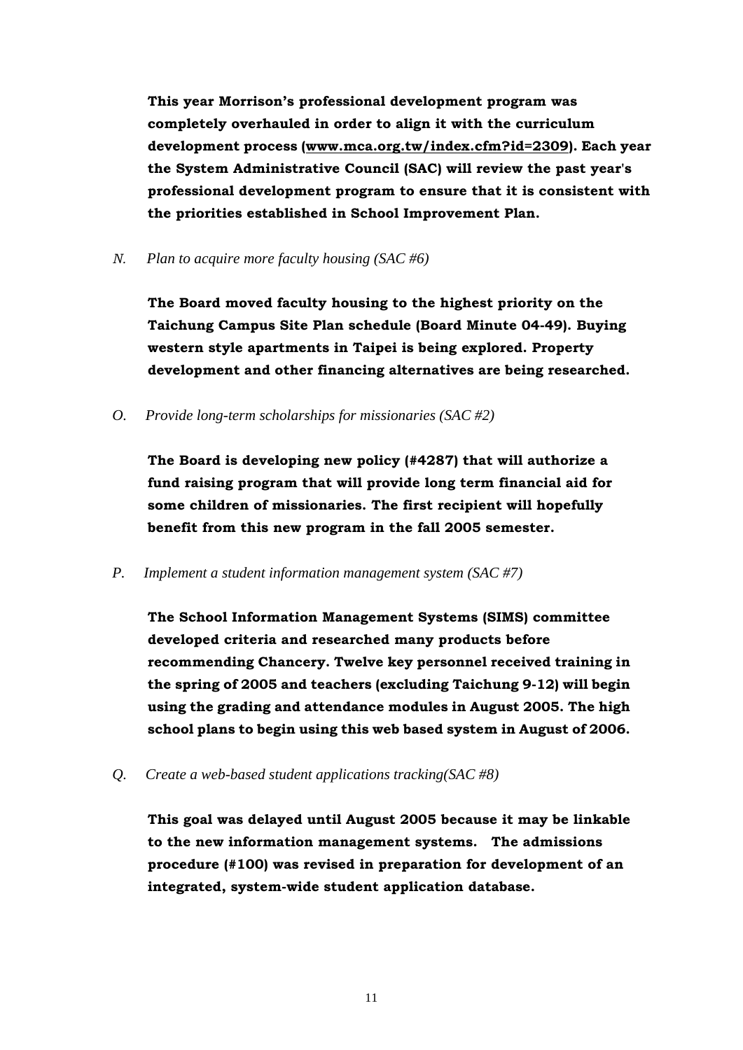**This year Morrison's professional development program was completely overhauled in order to align it with the curriculum development process ([www.mca.org.tw/index.cfm?id=2309](www.mca.org.tw/index.cfm?id=2309)). Each year the System Administrative Council (SAC) will review the past year's professional development program to ensure that it is consistent with the priorities established in School Improvement Plan.**

*N. Plan to acquire more faculty housing (SAC #6)*

**The Board moved faculty housing to the highest priority on the Taichung Campus Site Plan schedule (Board Minute 04-49). Buying western style apartments in Taipei is being explored. Property development and other financing alternatives are being researched.**

*O. Provide long-term scholarships for missionaries (SAC #2)*

**The Board is developing new policy (#4287) that will authorize a fund raising program that will provide long term financial aid for some children of missionaries. The first recipient will hopefully benefit from this new program in the fall 2005 semester.**

*P. Implement a student information management system (SAC #7)*

**The School Information Management Systems (SIMS) committee developed criteria and researched many products before recommending Chancery. Twelve key personnel received training in the spring of 2005 and teachers (excluding Taichung 9-12) will begin using the grading and attendance modules in August 2005. The high school plans to begin using this web based system in August of 2006.**

*Q. Create a web-based student applications tracking(SAC #8)*

**This goal was delayed until August 2005 because it may be linkable to the new information management systems. The admissions procedure (#100) was revised in preparation for development of an integrated, system-wide student application database.**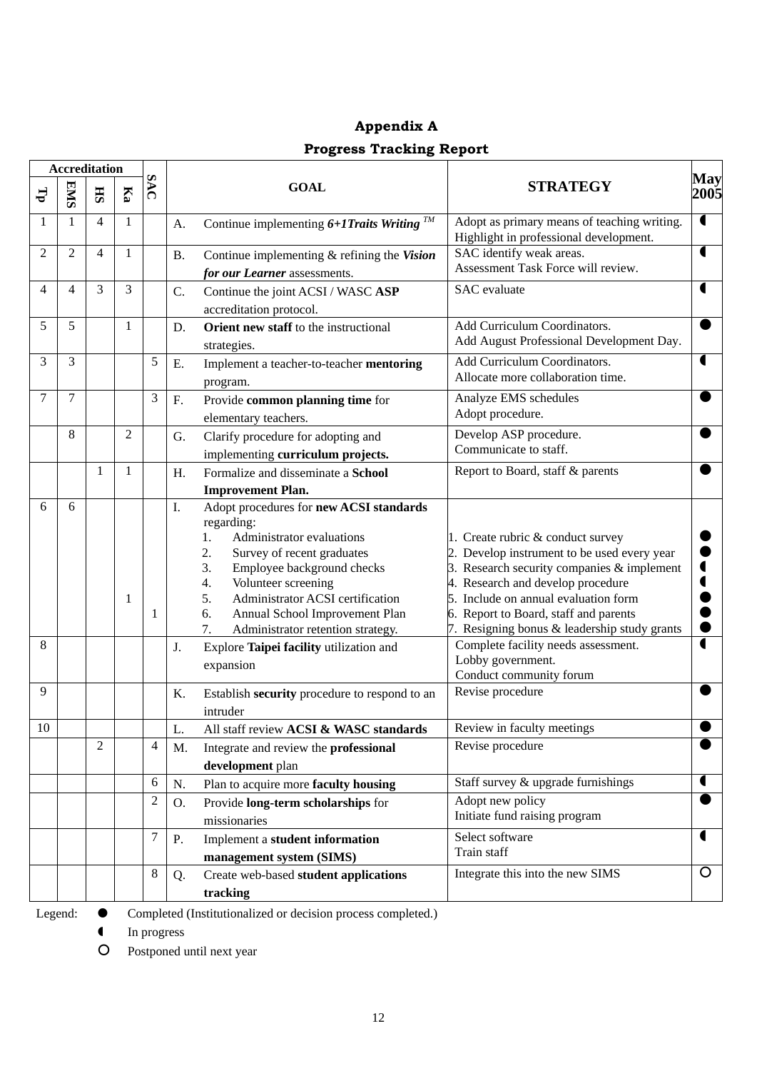# Appendix A

## Progress Tracking Report

| Accreditation | | | | SAC | GOAL | STRATEGY | May 2005 |
|---|---|---|---|---|---|---|---|
| Tp | EMS | HS | Ka | | | | |
| 1 | 1 | 4 | 1 | | A. Continue implementing ***6+1Traits Writing*** ™ | Adopt as primary means of teaching writing. Highlight in professional development. | ◖ |
| 2 | 2 | 4 | 1 | | B. Continue implementing & refining the ***Vision for our Learner*** assessments. | SAC identify weak areas. Assessment Task Force will review. | ◖ |
| 4 | 4 | 3 | 3 | | C. Continue the joint ACSI / WASC **ASP** accreditation protocol. | SAC evaluate | ◖ |
| 5 | 5 | | 1 | | D. **Orient new staff** to the instructional strategies. | Add Curriculum Coordinators. Add August Professional Development Day. | ● |
| 3 | 3 | | | 5 | E. Implement a teacher-to-teacher **mentoring** program. | Add Curriculum Coordinators. Allocate more collaboration time. | ◖ |
| 7 | 7 | | | 3 | F. Provide **common planning time** for elementary teachers. | Analyze EMS schedules Adopt procedure. | ● |
| | 8 | | 2 | | G. Clarify procedure for adopting and implementing **curriculum projects.** | Develop ASP procedure. Communicate to staff. | ● |
| | | 1 | 1 | | H. Formalize and disseminate a **School Improvement Plan.** | Report to Board, staff & parents | ● |
| 6 | 6 | | 1 | 1 | I. Adopt procedures for **new ACSI standards** regarding: 1. Administrator evaluations 2. Survey of recent graduates 3. Employee background checks 4. Volunteer screening 5. Administrator ACSI certification 6. Annual School Improvement Plan 7. Administrator retention strategy. | 1. Create rubric & conduct survey 2. Develop instrument to be used every year 3. Research security companies & implement 4. Research and develop procedure 5. Include on annual evaluation form 6. Report to Board, staff and parents 7. Resigning bonus & leadership study grants | 1. ● 2. ● 3. ◖ 4. ◖ 5. ● 6. ● 7. ● |
| 8 | | | | | J. Explore **Taipei facility** utilization and expansion | Complete facility needs assessment. Lobby government. Conduct community forum | ◖ |
| 9 | | | | | K. Establish **security** procedure to respond to an intruder | Revise procedure | ● |
| 10 | | | | | L. All staff review **ACSI & WASC standards** | Review in faculty meetings | ● |
| | | 2 | | 4 | M. Integrate and review the **professional development** plan | Revise procedure | ● |
| | | | | 6 | N. Plan to acquire more **faculty housing** | Staff survey & upgrade furnishings | ◖ |
| | | | | 2 | O. Provide **long-term scholarships** for missionaries | Adopt new policy Initiate fund raising program | ● |
| | | | | 7 | P. Implement a **student information management system (SIMS)** | Select software Train staff | ◖ |
| | | | | 8 | Q. Create web-based **student applications tracking** | Integrate this into the new SIMS | ○ |

Legend:
- ● Completed (Institutionalized or decision process completed.)
- ◖ In progress
- ○ Postponed until next year